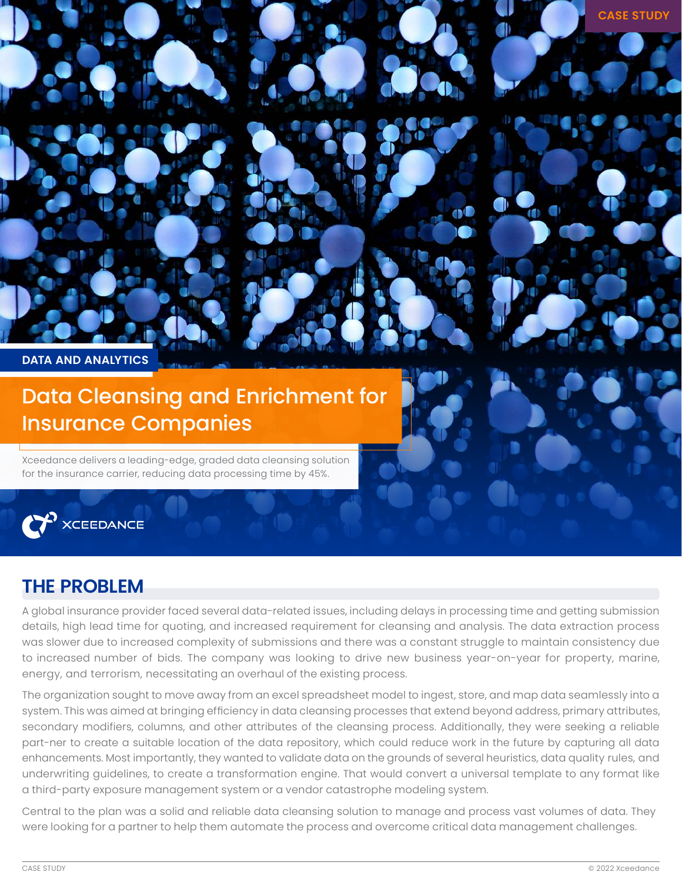CASE STUDY

DATA AND ANALYTICS

# Data Cleansing and Enrichment for Insurance Companies

Xceedance delivers a leading-edge, graded data cleansing solution for the insurance carrier, reducing data processing time by 45%.

XCEEDANCE

## THE PROBLEM

A global insurance provider faced several data-related issues, including delays in processing time and getting submission details, high lead time for quoting, and increased requirement for cleansing and analysis. The data extraction process was slower due to increased complexity of submissions and there was a constant struggle to maintain consistency due to increased number of bids. The company was looking to drive new business year-on-year for property, marine, energy, and terrorism, necessitating an overhaul of the existing process.

The organization sought to move away from an excel spreadsheet model to ingest, store, and map data seamlessly into a system. This was aimed at bringing efficiency in data cleansing processes that extend beyond address, primary attributes, secondary modifiers, columns, and other attributes of the cleansing process. Additionally, they were seeking a reliable part-ner to create a suitable location of the data repository, which could reduce work in the future by capturing all data enhancements. Most importantly, they wanted to validate data on the grounds of several heuristics, data quality rules, and underwriting guidelines, to create a transformation engine. That would convert a universal template to any format like a third-party exposure management system or a vendor catastrophe modeling system.

Central to the plan was a solid and reliable data cleansing solution to manage and process vast volumes of data. They were looking for a partner to help them automate the process and overcome critical data management challenges.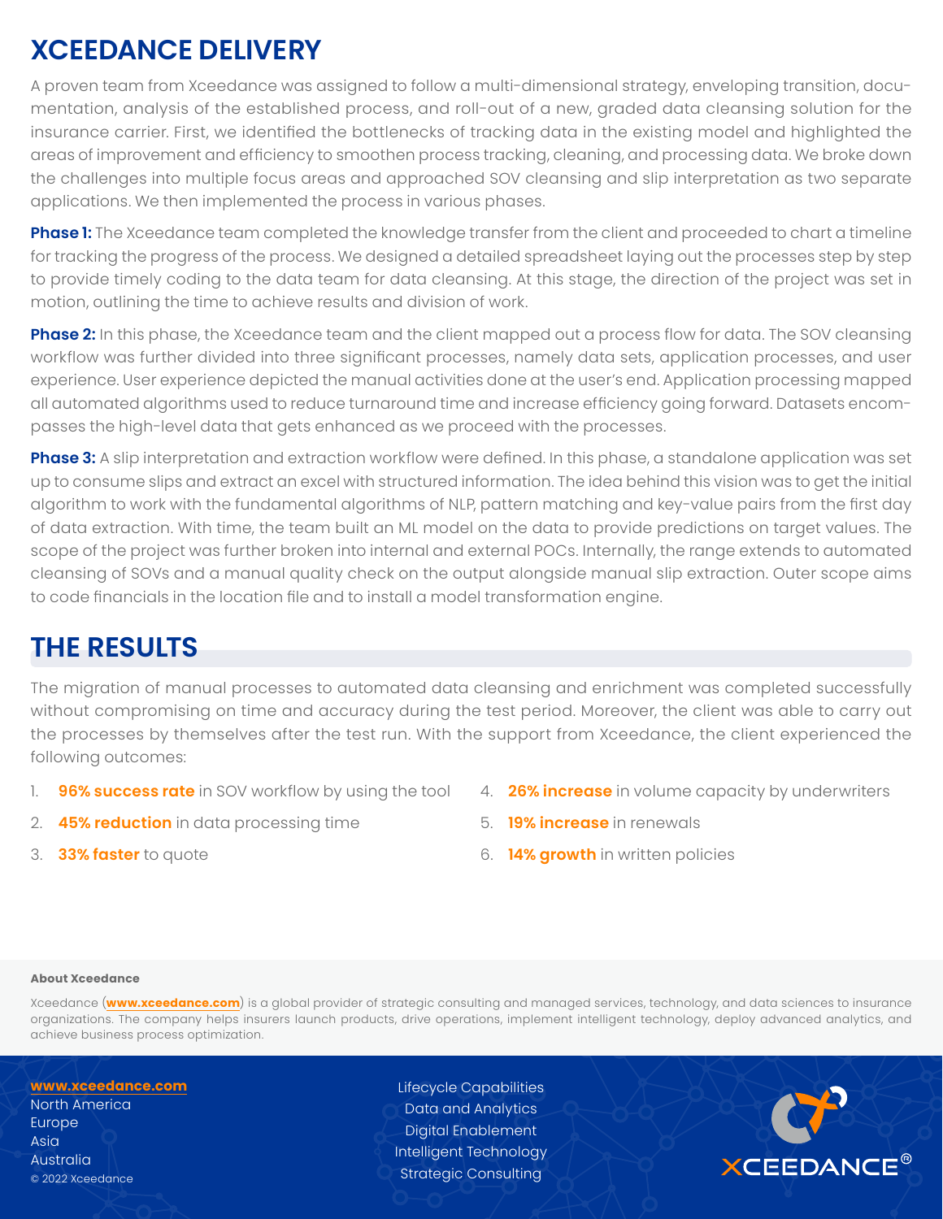## XCEEDANCE DELIVERY

A proven team from Xceedance was assigned to follow a multi-dimensional strategy, enveloping transition, documentation, analysis of the established process, and roll-out of a new, graded data cleansing solution for the insurance carrier. First, we identified the bottlenecks of tracking data in the existing model and highlighted the areas of improvement and efficiency to smoothen process tracking, cleaning, and processing data. We broke down the challenges into multiple focus areas and approached SOV cleansing and slip interpretation as two separate applications. We then implemented the process in various phases.

**Phase 1:** The Xceedance team completed the knowledge transfer from the client and proceeded to chart a timeline for tracking the progress of the process. We designed a detailed spreadsheet laying out the processes step by step to provide timely coding to the data team for data cleansing. At this stage, the direction of the project was set in motion, outlining the time to achieve results and division of work.

**Phase 2:** In this phase, the Xceedance team and the client mapped out a process flow for data. The SOV cleansing workflow was further divided into three significant processes, namely data sets, application processes, and user experience. User experience depicted the manual activities done at the user's end. Application processing mapped all automated algorithms used to reduce turnaround time and increase efficiency going forward. Datasets encompasses the high-level data that gets enhanced as we proceed with the processes.

**Phase 3:** A slip interpretation and extraction workflow were defined. In this phase, a standalone application was set up to consume slips and extract an excel with structured information. The idea behind this vision was to get the initial algorithm to work with the fundamental algorithms of NLP, pattern matching and key-value pairs from the first day of data extraction. With time, the team built an ML model on the data to provide predictions on target values. The scope of the project was further broken into internal and external POCs. Internally, the range extends to automated cleansing of SOVs and a manual quality check on the output alongside manual slip extraction. Outer scope aims to code financials in the location file and to install a model transformation engine.

## THE RESULTS

The migration of manual processes to automated data cleansing and enrichment was completed successfully without compromising on time and accuracy during the test period. Moreover, the client was able to carry out the processes by themselves after the test run. With the support from Xceedance, the client experienced the following outcomes:

1. **96% success rate** in SOV workflow by using the tool
2. **45% reduction** in data processing time
3. **33% faster** to quote
4. **26% increase** in volume capacity by underwriters
5. **19% increase** in renewals
6. **14% growth** in written policies

**About Xceedance**

Xceedance (**www.xceedance.com**) is a global provider of strategic consulting and managed services, technology, and data sciences to insurance organizations. The company helps insurers launch products, drive operations, implement intelligent technology, deploy advanced analytics, and achieve business process optimization.

**www.xceedance.com**
North America
Europe
Asia
Australia
© 2022 Xceedance

Lifecycle Capabilities
Data and Analytics
Digital Enablement
Intelligent Technology
Strategic Consulting

XCEEDANCE®